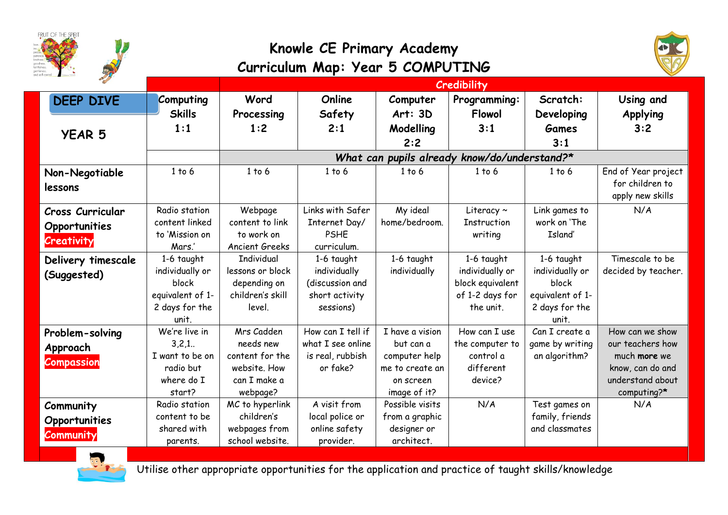# Knowle CE Primary Academy

## Curriculum Map: Year 5 COMPUTING

| DEEP DIVE YEAR 5 | Computing Skills 1:1 | Word Processing 1:2 | Online Safety 2:1 | Computer Art: 3D Modelling 2:2 | Programming: Flowol 3:1 | Scratch: Developing Games 3:1 | Using and Applying 3:2 |
|---|---|---|---|---|---|---|---|
| | | **Credibility** | | | | | |
| | | *What can pupils already know/do/understand?\** | | | | | |
| **Non-Negotiable lessons** | 1 to 6 | 1 to 6 | 1 to 6 | 1 to 6 | 1 to 6 | 1 to 6 | End of Year project for children to apply new skills |
| **Cross Curricular Opportunities** **Creativity** | Radio station content linked to 'Mission on Mars.' | Webpage content to link to work on Ancient Greeks | Links with Safer Internet Day/ PSHE curriculum. | My ideal home/bedroom. | Literacy ~ Instruction writing | Link games to work on 'The Island' | N/A |
| **Delivery timescale (Suggested)** | 1-6 taught individually or block equivalent of 1-2 days for the unit. | Individual lessons or block depending on children's skill level. | 1-6 taught individually (discussion and short activity sessions) | 1-6 taught individually | 1-6 taught individually or block equivalent of 1-2 days for the unit. | 1-6 taught individually or block equivalent of 1-2 days for the unit. | Timescale to be decided by teacher. |
| **Problem-solving Approach** **Compassion** | We're live in 3,2,1.. I want to be on radio but where do I start? | Mrs Cadden needs new content for the website. How can I make a webpage? | How can I tell if what I see online is real, rubbish or fake? | I have a vision but can a computer help me to create an on screen image of it? | How can I use the computer to control a different device? | Can I create a game by writing an algorithm? | How can we show our teachers how much **more** we know, can do and understand about computing?* |
| **Community Opportunities** **Community** | Radio station content to be shared with parents. | MC to hyperlink children's webpages from school website. | A visit from local police or online safety provider. | Possible visits from a graphic designer or architect. | N/A | Test games on family, friends and classmates | N/A |

Utilise other appropriate opportunities for the application and practice of taught skills/knowledge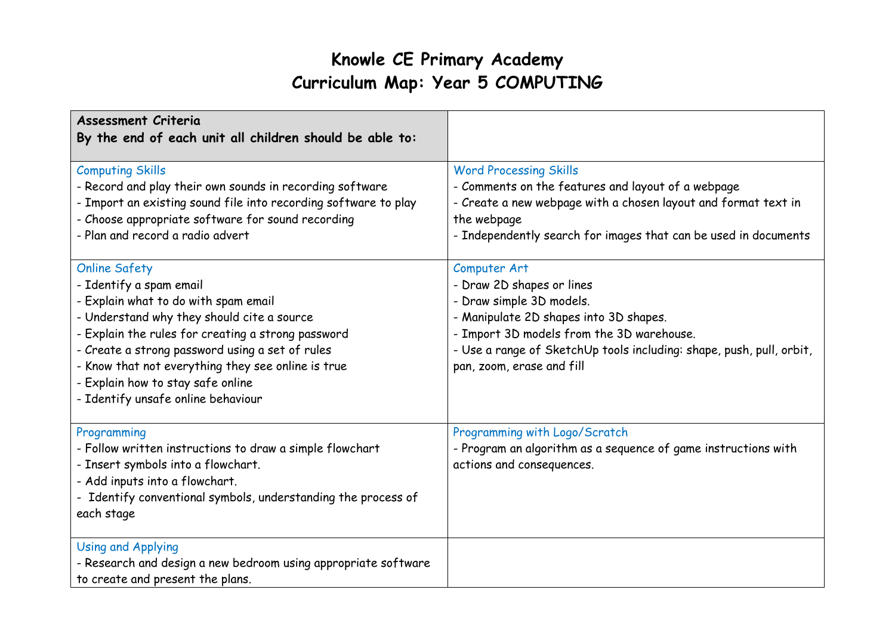# Knowle CE Primary Academy
## Curriculum Map: Year 5 COMPUTING

| **Assessment Criteria**<br>**By the end of each unit all children should be able to:** | |
|---|---|
| Computing Skills<br>- Record and play their own sounds in recording software<br>- Import an existing sound file into recording software to play<br>- Choose appropriate software for sound recording<br>- Plan and record a radio advert | Word Processing Skills<br>- Comments on the features and layout of a webpage<br>- Create a new webpage with a chosen layout and format text in the webpage<br>- Independently search for images that can be used in documents |
| Online Safety<br>- Identify a spam email<br>- Explain what to do with spam email<br>- Understand why they should cite a source<br>- Explain the rules for creating a strong password<br>- Create a strong password using a set of rules<br>- Know that not everything they see online is true<br>- Explain how to stay safe online<br>- Identify unsafe online behaviour | Computer Art<br>- Draw 2D shapes or lines<br>- Draw simple 3D models.<br>- Manipulate 2D shapes into 3D shapes.<br>- Import 3D models from the 3D warehouse.<br>- Use a range of SketchUp tools including: shape, push, pull, orbit, pan, zoom, erase and fill |
| Programming<br>- Follow written instructions to draw a simple flowchart<br>- Insert symbols into a flowchart.<br>- Add inputs into a flowchart.<br>- Identify conventional symbols, understanding the process of each stage | Programming with Logo/Scratch<br>- Program an algorithm as a sequence of game instructions with actions and consequences. |
| Using and Applying<br>- Research and design a new bedroom using appropriate software to create and present the plans. | |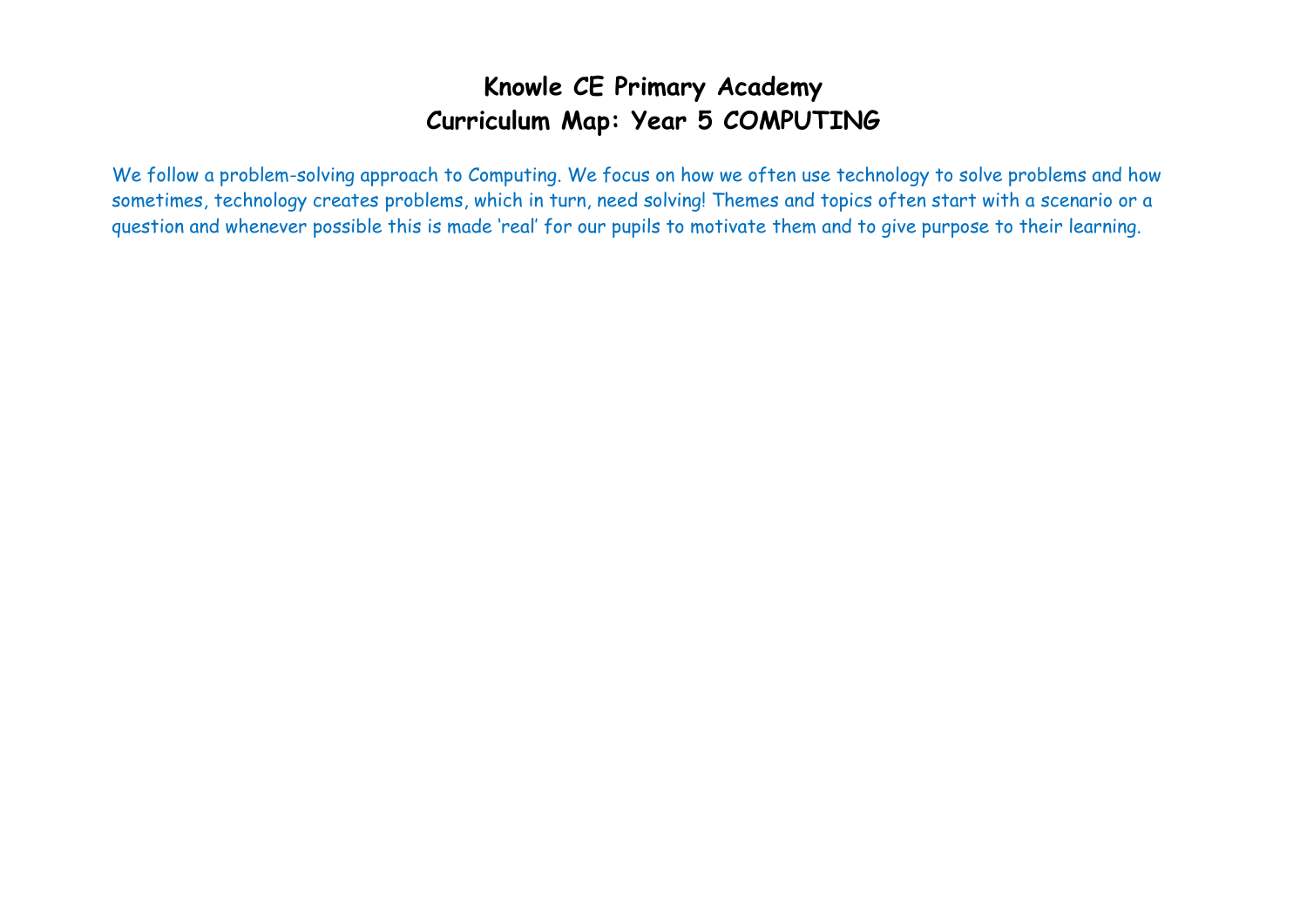# Knowle CE Primary Academy
# Curriculum Map: Year 5 COMPUTING

We follow a problem-solving approach to Computing. We focus on how we often use technology to solve problems and how sometimes, technology creates problems, which in turn, need solving! Themes and topics often start with a scenario or a question and whenever possible this is made 'real' for our pupils to motivate them and to give purpose to their learning.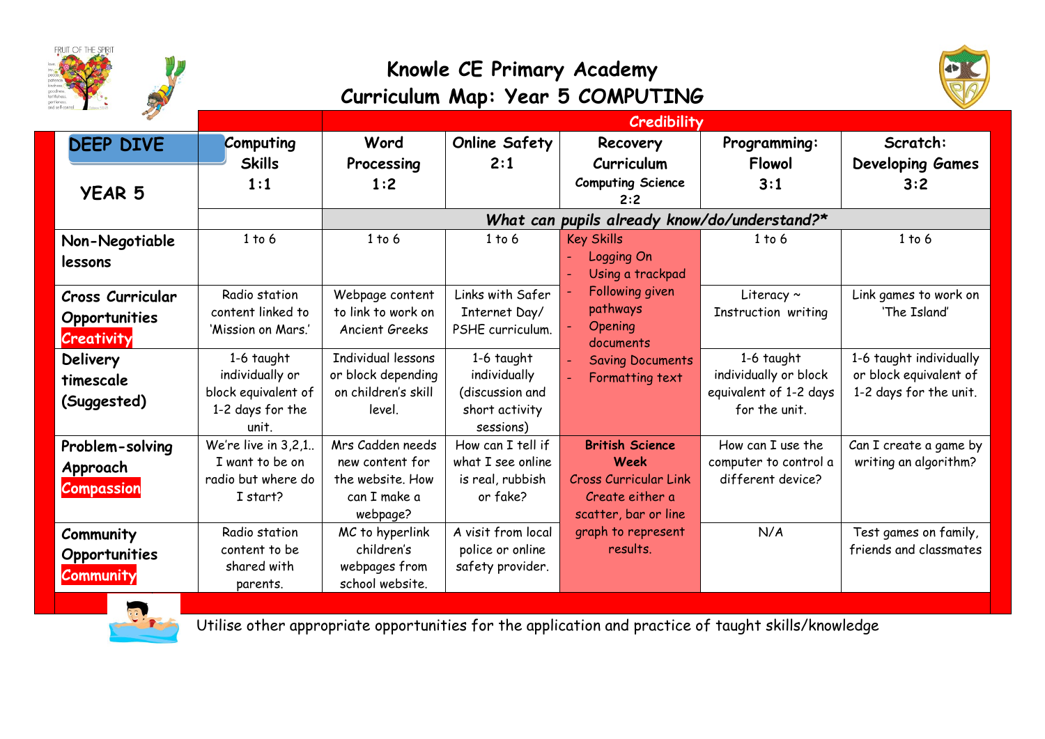# Knowle CE Primary Academy
## Curriculum Map: Year 5 COMPUTING

| DEEP DIVE YEAR 5 | Computing Skills 1:1 | Word Processing 1:2 | Online Safety 2:1 | Recovery Curriculum Computing Science 2:2 | Programming: Flowol 3:1 | Scratch: Developing Games 3:2 |
|---|---|---|---|---|---|---|
| | **Credibility** | | | | | |
| | | *What can pupils already know/do/understand?** | | | | |
| **Non-Negotiable lessons** | 1 to 6 | 1 to 6 | 1 to 6 | Key Skills<br>- Logging On<br>- Using a trackpad<br>- Following given pathways<br>- Opening documents<br>- Saving Documents<br>- Formatting text | 1 to 6 | 1 to 6 |
| **Cross Curricular Opportunities** **Creativity** | Radio station content linked to 'Mission on Mars.' | Webpage content to link to work on Ancient Greeks | Links with Safer Internet Day/ PSHE curriculum. | | Literacy ~ Instruction writing | Link games to work on 'The Island' |
| **Delivery timescale (Suggested)** | 1-6 taught individually or block equivalent of 1-2 days for the unit. | Individual lessons or block depending on children's skill level. | 1-6 taught individually (discussion and short activity sessions) | | 1-6 taught individually or block equivalent of 1-2 days for the unit. | 1-6 taught individually or block equivalent of 1-2 days for the unit. |
| **Problem-solving Approach** **Compassion** | We're live in 3,2,1.. I want to be on radio but where do I start? | Mrs Cadden needs new content for the website. How can I make a webpage? | How can I tell if what I see online is real, rubbish or fake? | **British Science Week**<br>Cross Curricular Link<br>Create either a scatter, bar or line graph to represent results. | How can I use the computer to control a different device? | Can I create a game by writing an algorithm? |
| **Community Opportunities** **Community** | Radio station content to be shared with parents. | MC to hyperlink children's webpages from school website. | A visit from local police or online safety provider. | | N/A | Test games on family, friends and classmates |

Utilise other appropriate opportunities for the application and practice of taught skills/knowledge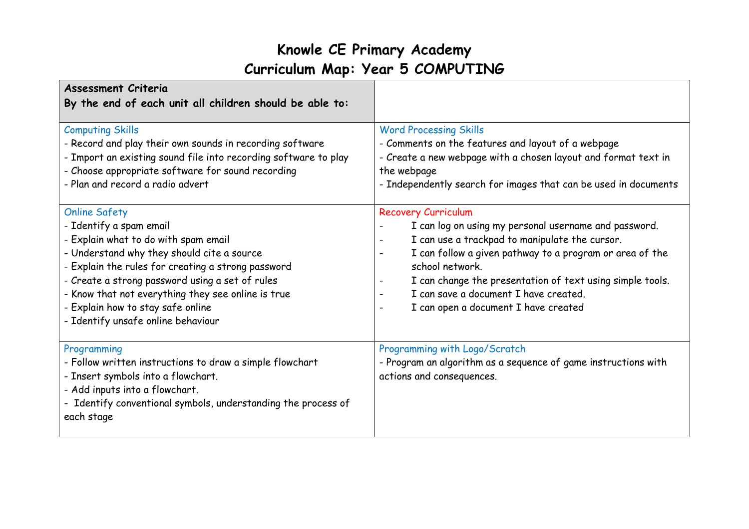# Knowle CE Primary Academy
# Curriculum Map: Year 5 COMPUTING

| **Assessment Criteria**<br>**By the end of each unit all children should be able to:** | |
|---|---|
| Computing Skills<br>- Record and play their own sounds in recording software<br>- Import an existing sound file into recording software to play<br>- Choose appropriate software for sound recording<br>- Plan and record a radio advert | Word Processing Skills<br>- Comments on the features and layout of a webpage<br>- Create a new webpage with a chosen layout and format text in the webpage<br>- Independently search for images that can be used in documents |
| Online Safety<br>- Identify a spam email<br>- Explain what to do with spam email<br>- Understand why they should cite a source<br>- Explain the rules for creating a strong password<br>- Create a strong password using a set of rules<br>- Know that not everything they see online is true<br>- Explain how to stay safe online<br>- Identify unsafe online behaviour | Recovery Curriculum<br>- I can log on using my personal username and password.<br>- I can use a trackpad to manipulate the cursor.<br>- I can follow a given pathway to a program or area of the school network.<br>- I can change the presentation of text using simple tools.<br>- I can save a document I have created.<br>- I can open a document I have created |
| Programming<br>- Follow written instructions to draw a simple flowchart<br>- Insert symbols into a flowchart.<br>- Add inputs into a flowchart.<br>- Identify conventional symbols, understanding the process of each stage | Programming with Logo/Scratch<br>- Program an algorithm as a sequence of game instructions with actions and consequences. |